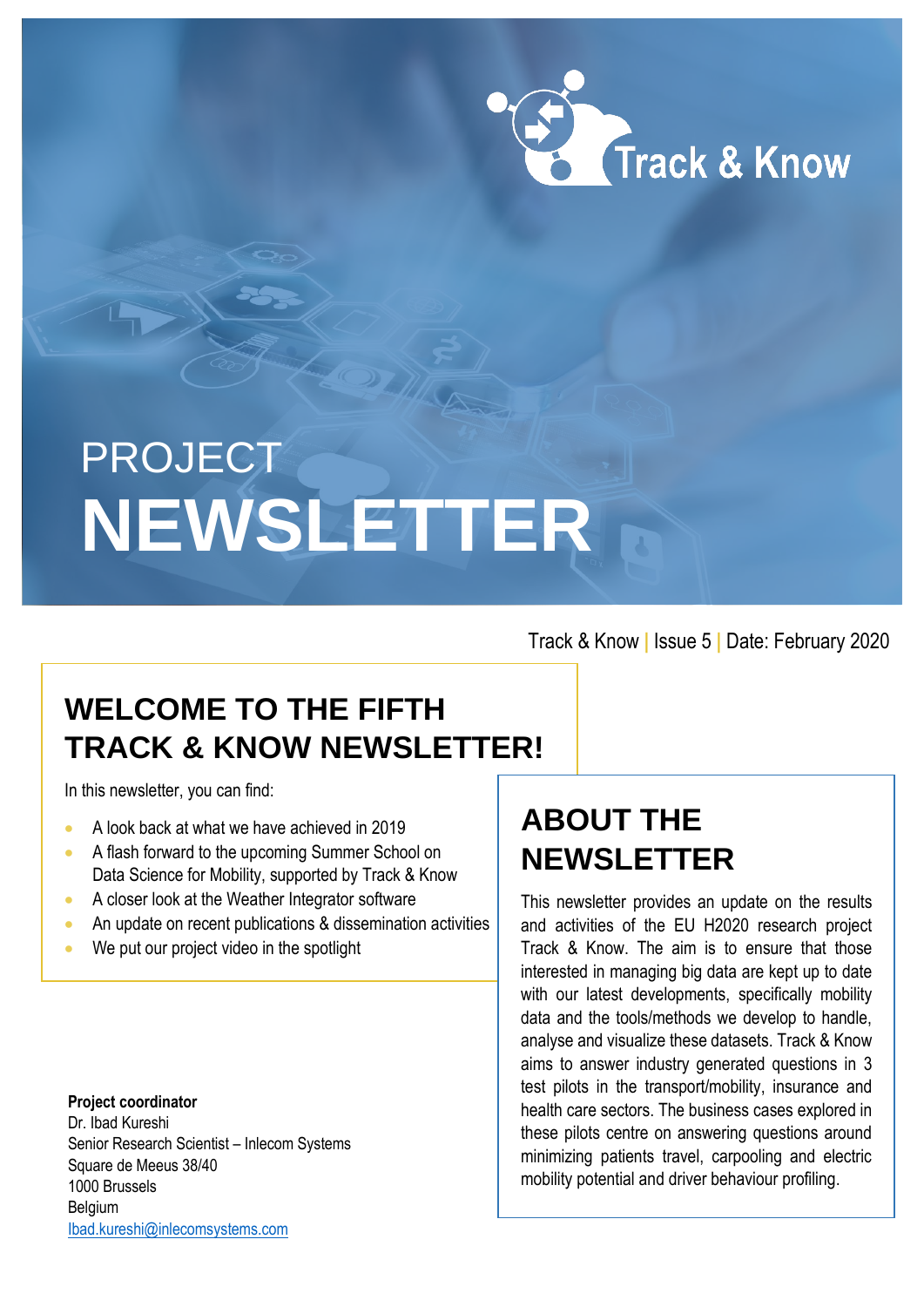Track & Know

PROJECT
# NEWSLETTER

Track & Know | Issue 5 | Date: February 2020

## WELCOME TO THE FIFTH TRACK & KNOW NEWSLETTER!

In this newsletter, you can find:

- A look back at what we have achieved in 2019
- A flash forward to the upcoming Summer School on Data Science for Mobility, supported by Track & Know
- A closer look at the Weather Integrator software
- An update on recent publications & dissemination activities
- We put our project video in the spotlight

## ABOUT THE NEWSLETTER

This newsletter provides an update on the results and activities of the EU H2020 research project Track & Know. The aim is to ensure that those interested in managing big data are kept up to date with our latest developments, specifically mobility data and the tools/methods we develop to handle, analyse and visualize these datasets. Track & Know aims to answer industry generated questions in 3 test pilots in the transport/mobility, insurance and health care sectors. The business cases explored in these pilots centre on answering questions around minimizing patients travel, carpooling and electric mobility potential and driver behaviour profiling.

**Project coordinator**
Dr. Ibad Kureshi
Senior Research Scientist – Inlecom Systems
Square de Meeus 38/40
1000 Brussels
Belgium
Ibad.kureshi@inlecomsystems.com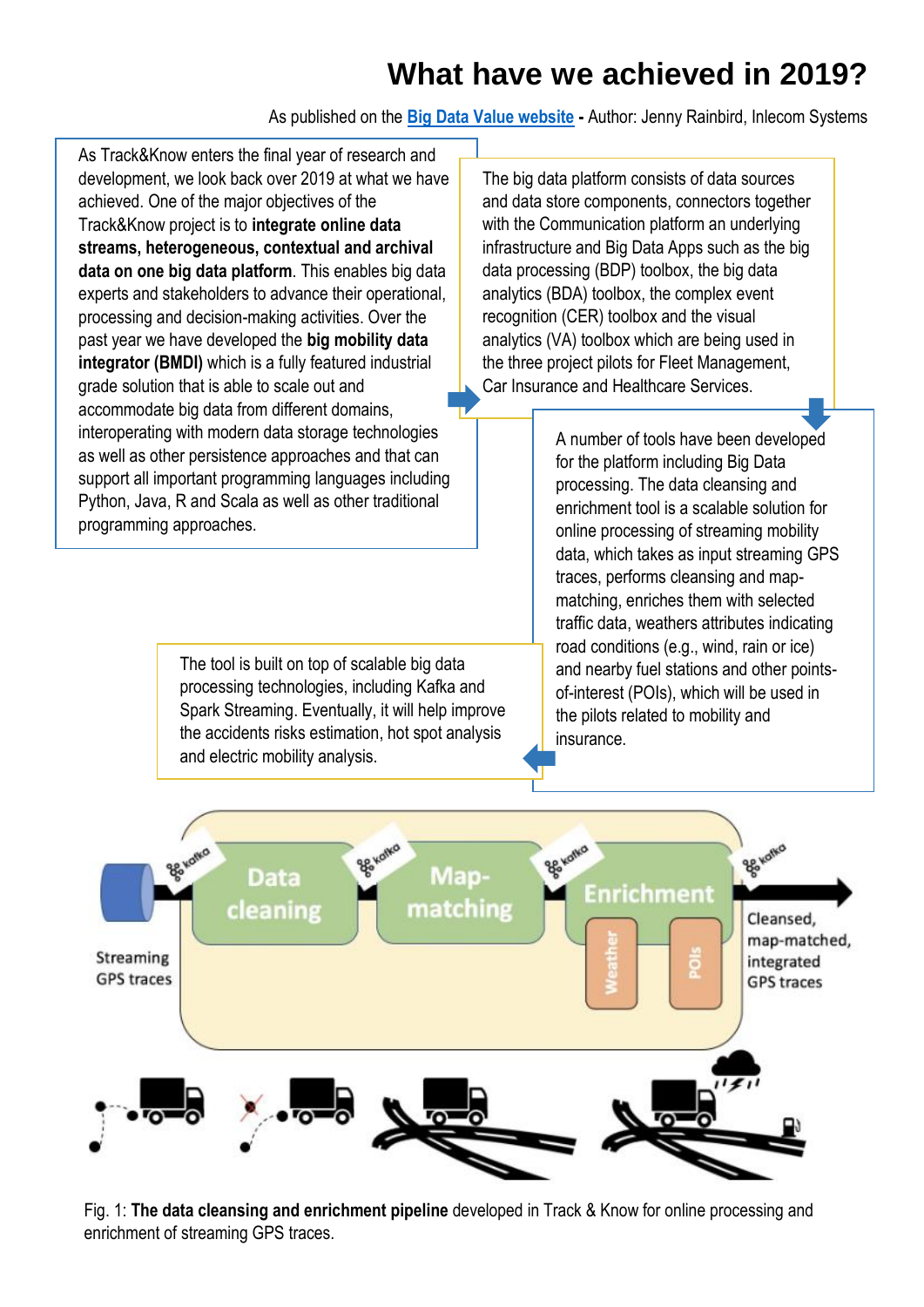# What have we achieved in 2019?

As published on the **Big Data Value website** - Author: Jenny Rainbird, Inlecom Systems

As Track&Know enters the final year of research and development, we look back over 2019 at what we have achieved. One of the major objectives of the Track&Know project is to **integrate online data streams, heterogeneous, contextual and archival data on one big data platform**. This enables big data experts and stakeholders to advance their operational, processing and decision-making activities. Over the past year we have developed the **big mobility data integrator (BMDI)** which is a fully featured industrial grade solution that is able to scale out and accommodate big data from different domains, interoperating with modern data storage technologies as well as other persistence approaches and that can support all important programming languages including Python, Java, R and Scala as well as other traditional programming approaches.

The big data platform consists of data sources and data store components, connectors together with the Communication platform an underlying infrastructure and Big Data Apps such as the big data processing (BDP) toolbox, the big data analytics (BDA) toolbox, the complex event recognition (CER) toolbox and the visual analytics (VA) toolbox which are being used in the three project pilots for Fleet Management, Car Insurance and Healthcare Services.

A number of tools have been developed for the platform including Big Data processing. The data cleansing and enrichment tool is a scalable solution for online processing of streaming mobility data, which takes as input streaming GPS traces, performs cleansing and map-matching, enriches them with selected traffic data, weathers attributes indicating road conditions (e.g., wind, rain or ice) and nearby fuel stations and other points-of-interest (POIs), which will be used in the pilots related to mobility and insurance.

The tool is built on top of scalable big data processing technologies, including Kafka and Spark Streaming. Eventually, it will help improve the accidents risks estimation, hot spot analysis and electric mobility analysis.

Fig. 1: **The data cleansing and enrichment pipeline** developed in Track & Know for online processing and enrichment of streaming GPS traces.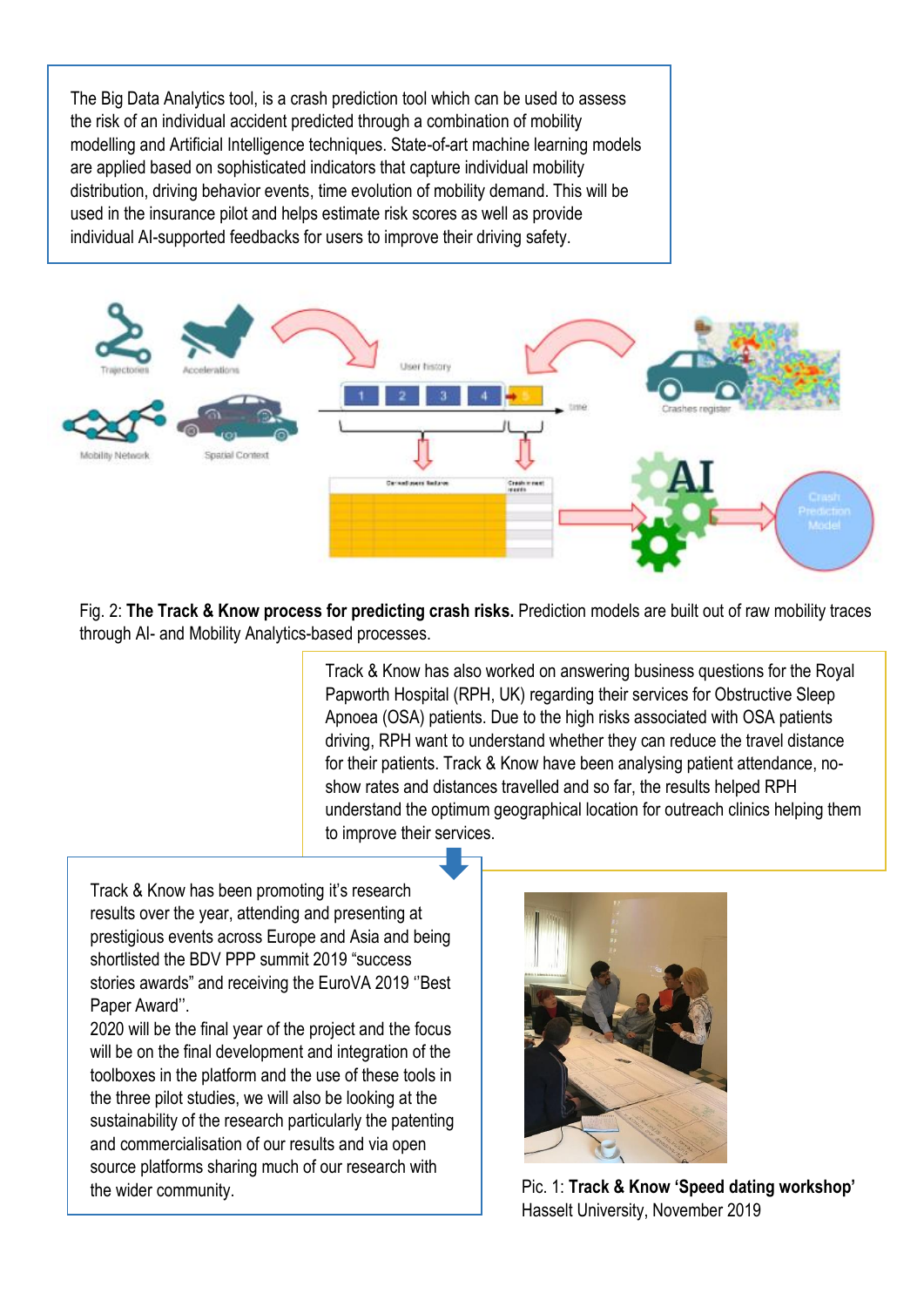The Big Data Analytics tool, is a crash prediction tool which can be used to assess the risk of an individual accident predicted through a combination of mobility modelling and Artificial Intelligence techniques. State-of-art machine learning models are applied based on sophisticated indicators that capture individual mobility distribution, driving behavior events, time evolution of mobility demand. This will be used in the insurance pilot and helps estimate risk scores as well as provide individual AI-supported feedbacks for users to improve their driving safety.

Fig. 2: **The Track & Know process for predicting crash risks.** Prediction models are built out of raw mobility traces through AI- and Mobility Analytics-based processes.

Track & Know has also worked on answering business questions for the Royal Papworth Hospital (RPH, UK) regarding their services for Obstructive Sleep Apnoea (OSA) patients. Due to the high risks associated with OSA patients driving, RPH want to understand whether they can reduce the travel distance for their patients. Track & Know have been analysing patient attendance, no-show rates and distances travelled and so far, the results helped RPH understand the optimum geographical location for outreach clinics helping them to improve their services.

Track & Know has been promoting it's research results over the year, attending and presenting at prestigious events across Europe and Asia and being shortlisted the BDV PPP summit 2019 "success stories awards" and receiving the EuroVA 2019 ''Best Paper Award''.

2020 will be the final year of the project and the focus will be on the final development and integration of the toolboxes in the platform and the use of these tools in the three pilot studies, we will also be looking at the sustainability of the research particularly the patenting and commercialisation of our results and via open source platforms sharing much of our research with the wider community.

Pic. 1: **Track & Know 'Speed dating workshop'** Hasselt University, November 2019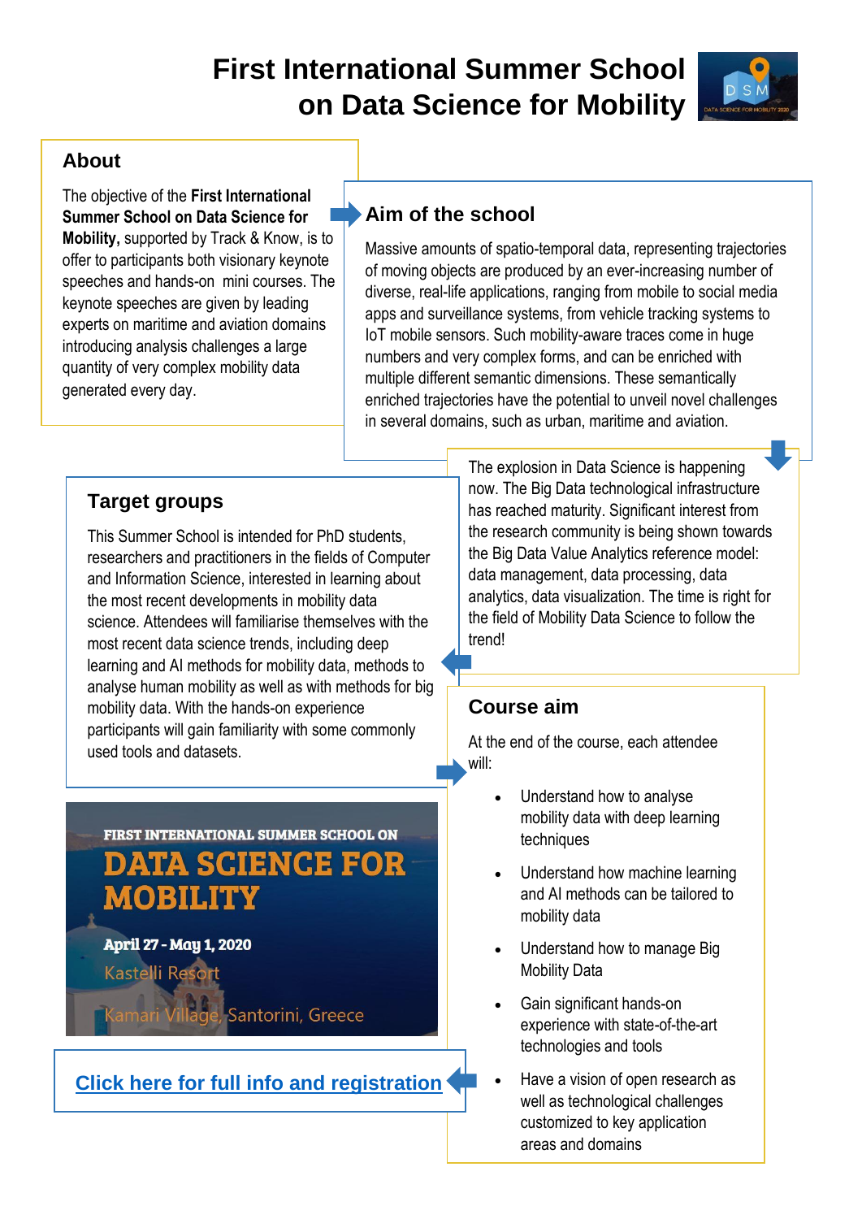# First International Summer School on Data Science for Mobility

## About

The objective of the **First International Summer School on Data Science for Mobility,** supported by Track & Know, is to offer to participants both visionary keynote speeches and hands-on mini courses. The keynote speeches are given by leading experts on maritime and aviation domains introducing analysis challenges a large quantity of very complex mobility data generated every day.

## Aim of the school

Massive amounts of spatio-temporal data, representing trajectories of moving objects are produced by an ever-increasing number of diverse, real-life applications, ranging from mobile to social media apps and surveillance systems, from vehicle tracking systems to IoT mobile sensors. Such mobility-aware traces come in huge numbers and very complex forms, and can be enriched with multiple different semantic dimensions. These semantically enriched trajectories have the potential to unveil novel challenges in several domains, such as urban, maritime and aviation.

The explosion in Data Science is happening now. The Big Data technological infrastructure has reached maturity. Significant interest from the research community is being shown towards the Big Data Value Analytics reference model: data management, data processing, data analytics, data visualization. The time is right for the field of Mobility Data Science to follow the trend!

## Target groups

This Summer School is intended for PhD students, researchers and practitioners in the fields of Computer and Information Science, interested in learning about the most recent developments in mobility data science. Attendees will familiarise themselves with the most recent data science trends, including deep learning and AI methods for mobility data, methods to analyse human mobility as well as with methods for big mobility data. With the hands-on experience participants will gain familiarity with some commonly used tools and datasets.

## Course aim

At the end of the course, each attendee will:

- Understand how to analyse mobility data with deep learning techniques
- Understand how machine learning and AI methods can be tailored to mobility data
- Understand how to manage Big Mobility Data
- Gain significant hands-on experience with state-of-the-art technologies and tools
- Have a vision of open research as well as technological challenges customized to key application areas and domains

FIRST INTERNATIONAL SUMMER SCHOOL ON
DATA SCIENCE FOR MOBILITY
April 27 - May 1, 2020
Kastelli Resort
Kamari Village, Santorini, Greece

[Click here for full info and registration]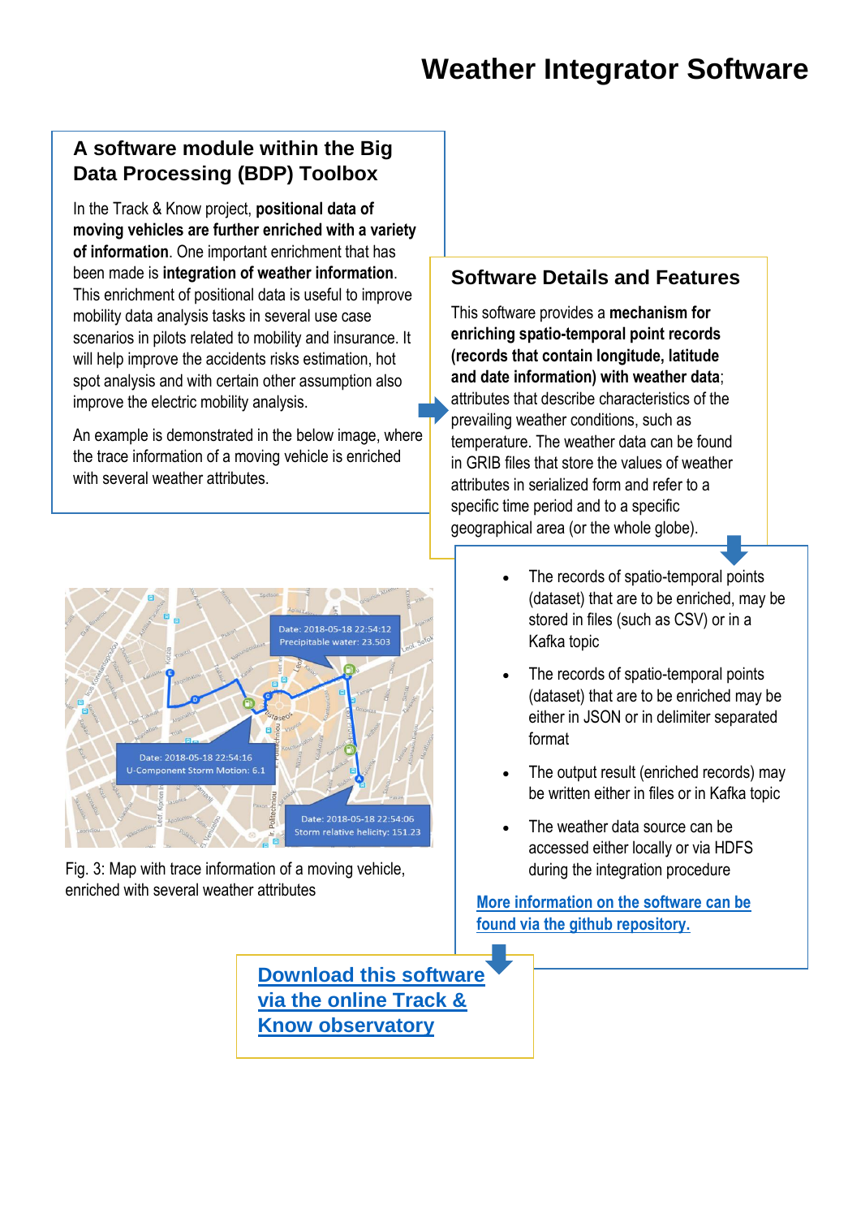# Weather Integrator Software

## A software module within the Big Data Processing (BDP) Toolbox

In the Track & Know project, **positional data of moving vehicles are further enriched with a variety of information**. One important enrichment that has been made is **integration of weather information**. This enrichment of positional data is useful to improve mobility data analysis tasks in several use case scenarios in pilots related to mobility and insurance. It will help improve the accidents risks estimation, hot spot analysis and with certain other assumption also improve the electric mobility analysis.

An example is demonstrated in the below image, where the trace information of a moving vehicle is enriched with several weather attributes.

## Software Details and Features

This software provides a **mechanism for enriching spatio-temporal point records (records that contain longitude, latitude and date information) with weather data**; attributes that describe characteristics of the prevailing weather conditions, such as temperature. The weather data can be found in GRIB files that store the values of weather attributes in serialized form and refer to a specific time period and to a specific geographical area (or the whole globe).

- The records of spatio-temporal points (dataset) that are to be enriched, may be stored in files (such as CSV) or in a Kafka topic
- The records of spatio-temporal points (dataset) that are to be enriched may be either in JSON or in delimiter separated format
- The output result (enriched records) may be written either in files or in Kafka topic
- The weather data source can be accessed either locally or via HDFS during the integration procedure

More information on the software can be found via the github repository.

Fig. 3: Map with trace information of a moving vehicle, enriched with several weather attributes

**Download this software via the online Track & Know observatory**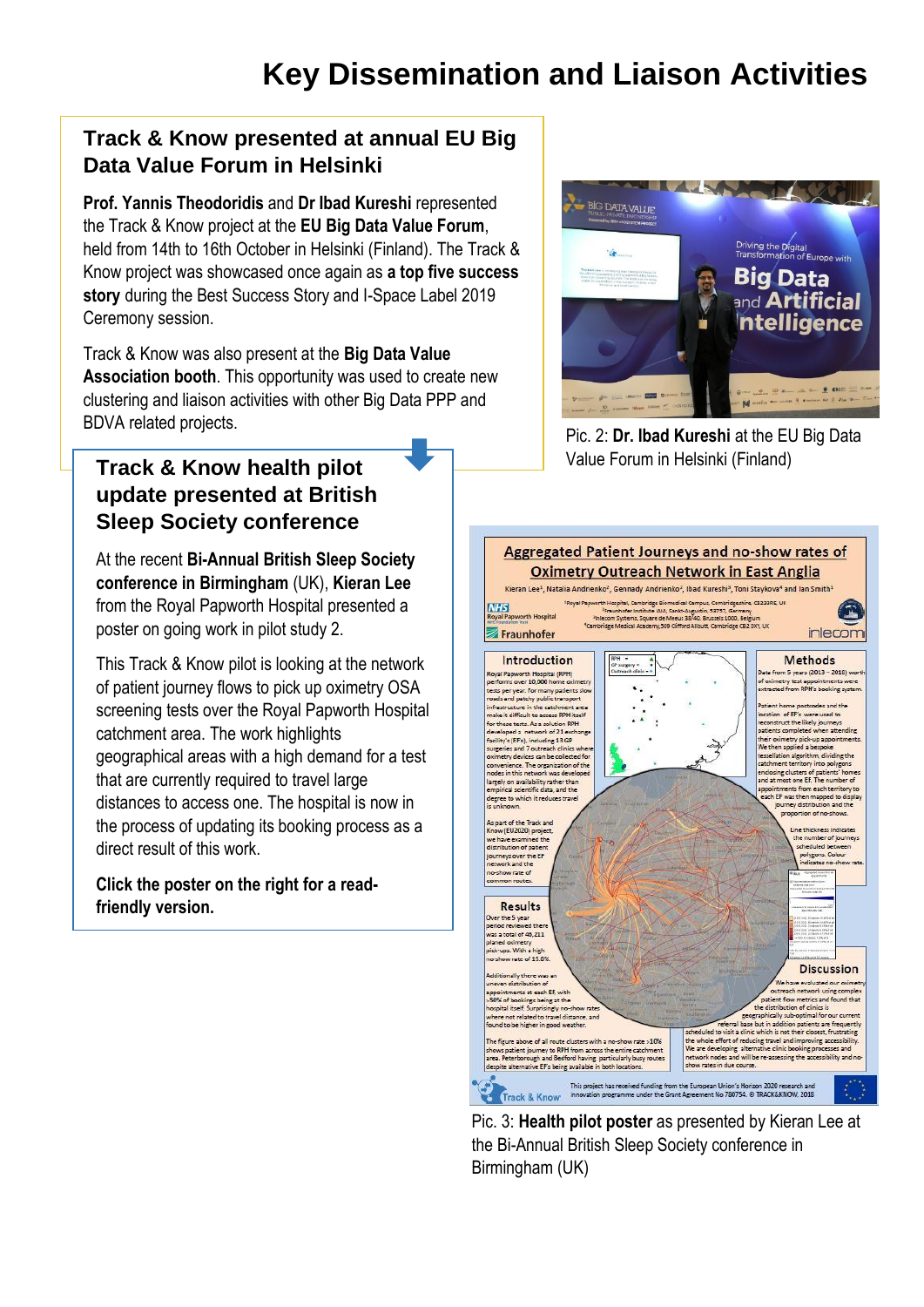# Key Dissemination and Liaison Activities

## Track & Know presented at annual EU Big Data Value Forum in Helsinki

**Prof. Yannis Theodoridis** and **Dr Ibad Kureshi** represented the Track & Know project at the **EU Big Data Value Forum**, held from 14th to 16th October in Helsinki (Finland). The Track & Know project was showcased once again as **a top five success story** during the Best Success Story and I-Space Label 2019 Ceremony session.

Track & Know was also present at the **Big Data Value Association booth**. This opportunity was used to create new clustering and liaison activities with other Big Data PPP and BDVA related projects.

Pic. 2: **Dr. Ibad Kureshi** at the EU Big Data Value Forum in Helsinki (Finland)

## Track & Know health pilot update presented at British Sleep Society conference

At the recent **Bi-Annual British Sleep Society conference in Birmingham** (UK), **Kieran Lee** from the Royal Papworth Hospital presented a poster on going work in pilot study 2.

This Track & Know pilot is looking at the network of patient journey flows to pick up oximetry OSA screening tests over the Royal Papworth Hospital catchment area. The work highlights geographical areas with a high demand for a test that are currently required to travel large distances to access one. The hospital is now in the process of updating its booking process as a direct result of this work.

**Click the poster on the right for a read-friendly version.**

Pic. 3: **Health pilot poster** as presented by Kieran Lee at the Bi-Annual British Sleep Society conference in Birmingham (UK)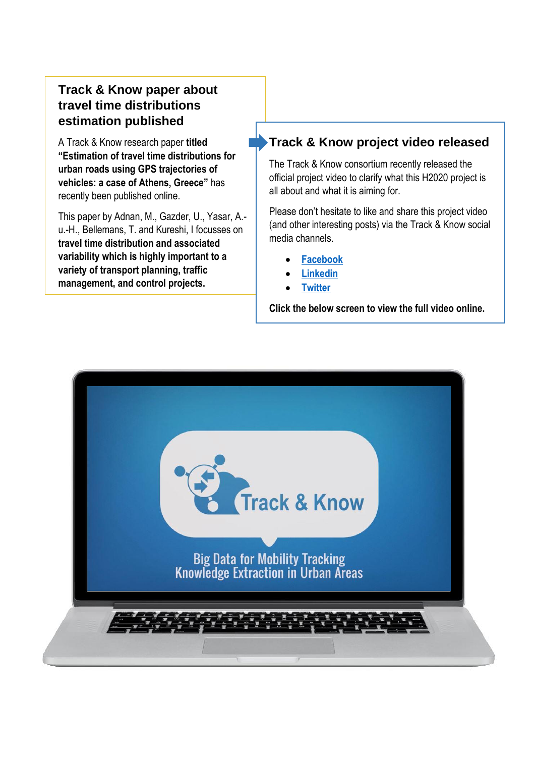## Track & Know paper about travel time distributions estimation published

A Track & Know research paper **titled "Estimation of travel time distributions for urban roads using GPS trajectories of vehicles: a case of Athens, Greece"** has recently been published online.

This paper by Adnan, M., Gazder, U., Yasar, A.-u.-H., Bellemans, T. and Kureshi, I focusses on **travel time distribution and associated variability which is highly important to a variety of transport planning, traffic management, and control projects.**

## Track & Know project video released

The Track & Know consortium recently released the official project video to clarify what this H2020 project is all about and what it is aiming for.

Please don't hesitate to like and share this project video (and other interesting posts) via the Track & Know social media channels.

- Facebook
- Linkedin
- Twitter

**Click the below screen to view the full video online.**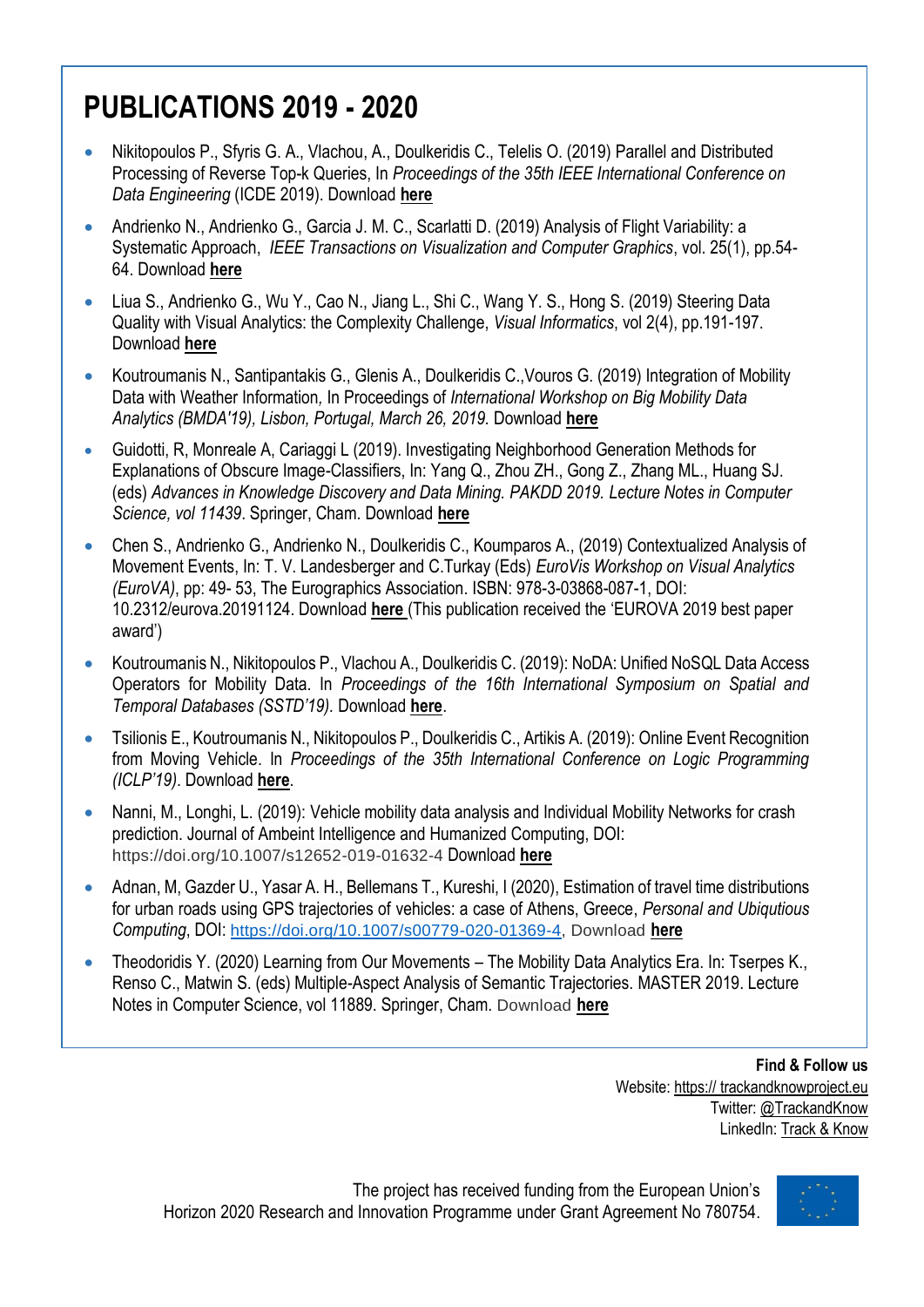# PUBLICATIONS 2019 - 2020

- Nikitopoulos P., Sfyris G. A., Vlachou, A., Doulkeridis C., Telelis O. (2019) Parallel and Distributed Processing of Reverse Top-k Queries, In *Proceedings of the 35th IEEE International Conference on Data Engineering* (ICDE 2019). Download **here**
- Andrienko N., Andrienko G., Garcia J. M. C., Scarlatti D. (2019) Analysis of Flight Variability: a Systematic Approach, *IEEE Transactions on Visualization and Computer Graphics*, vol. 25(1), pp.54-64. Download **here**
- Liua S., Andrienko G., Wu Y., Cao N., Jiang L., Shi C., Wang Y. S., Hong S. (2019) Steering Data Quality with Visual Analytics: the Complexity Challenge, *Visual Informatics*, vol 2(4), pp.191-197. Download **here**
- Koutroumanis N., Santipantakis G., Glenis A., Doulkeridis C.,Vouros G. (2019) Integration of Mobility Data with Weather Information*,* In Proceedings of *International Workshop on Big Mobility Data Analytics (BMDA'19), Lisbon, Portugal, March 26, 2019.* Download **here**
- Guidotti, R, Monreale A, Cariaggi L (2019). Investigating Neighborhood Generation Methods for Explanations of Obscure Image-Classifiers, In: Yang Q., Zhou ZH., Gong Z., Zhang ML., Huang SJ. (eds) *Advances in Knowledge Discovery and Data Mining. PAKDD 2019. Lecture Notes in Computer Science, vol 11439*. Springer, Cham. Download **here**
- Chen S., Andrienko G., Andrienko N., Doulkeridis C., Koumparos A., (2019) Contextualized Analysis of Movement Events, In: T. V. Landesberger and C.Turkay (Eds) *EuroVis Workshop on Visual Analytics (EuroVA)*, pp: 49- 53, The Eurographics Association. ISBN: 978-3-03868-087-1, DOI: 10.2312/eurova.20191124. Download **here** (This publication received the 'EUROVA 2019 best paper award')
- Koutroumanis N., Nikitopoulos P., Vlachou A., Doulkeridis C. (2019): NoDA: Unified NoSQL Data Access Operators for Mobility Data. In *Proceedings of the 16th International Symposium on Spatial and Temporal Databases (SSTD'19).* Download **here**.
- Tsilionis E., Koutroumanis N., Nikitopoulos P., Doulkeridis C., Artikis A. (2019): Online Event Recognition from Moving Vehicle. In *Proceedings of the 35th International Conference on Logic Programming (ICLP'19)*. Download **here**.
- Nanni, M., Longhi, L. (2019): Vehicle mobility data analysis and Individual Mobility Networks for crash prediction. Journal of Ambeint Intelligence and Humanized Computing, DOI: https://doi.org/10.1007/s12652-019-01632-4 Download **here**
- Adnan, M, Gazder U., Yasar A. H., Bellemans T., Kureshi, I (2020), Estimation of travel time distributions for urban roads using GPS trajectories of vehicles: a case of Athens, Greece, *Personal and Ubiquitous Computing*, DOI: https://doi.org/10.1007/s00779-020-01369-4, Download **here**
- Theodoridis Y. (2020) Learning from Our Movements – The Mobility Data Analytics Era. In: Tserpes K., Renso C., Matwin S. (eds) Multiple-Aspect Analysis of Semantic Trajectories. MASTER 2019. Lecture Notes in Computer Science, vol 11889. Springer, Cham. Download **here**

**Find & Follow us**
Website: https:// trackandknowproject.eu
Twitter: @TrackandKnow
LinkedIn: Track & Know

The project has received funding from the European Union's Horizon 2020 Research and Innovation Programme under Grant Agreement No 780754.